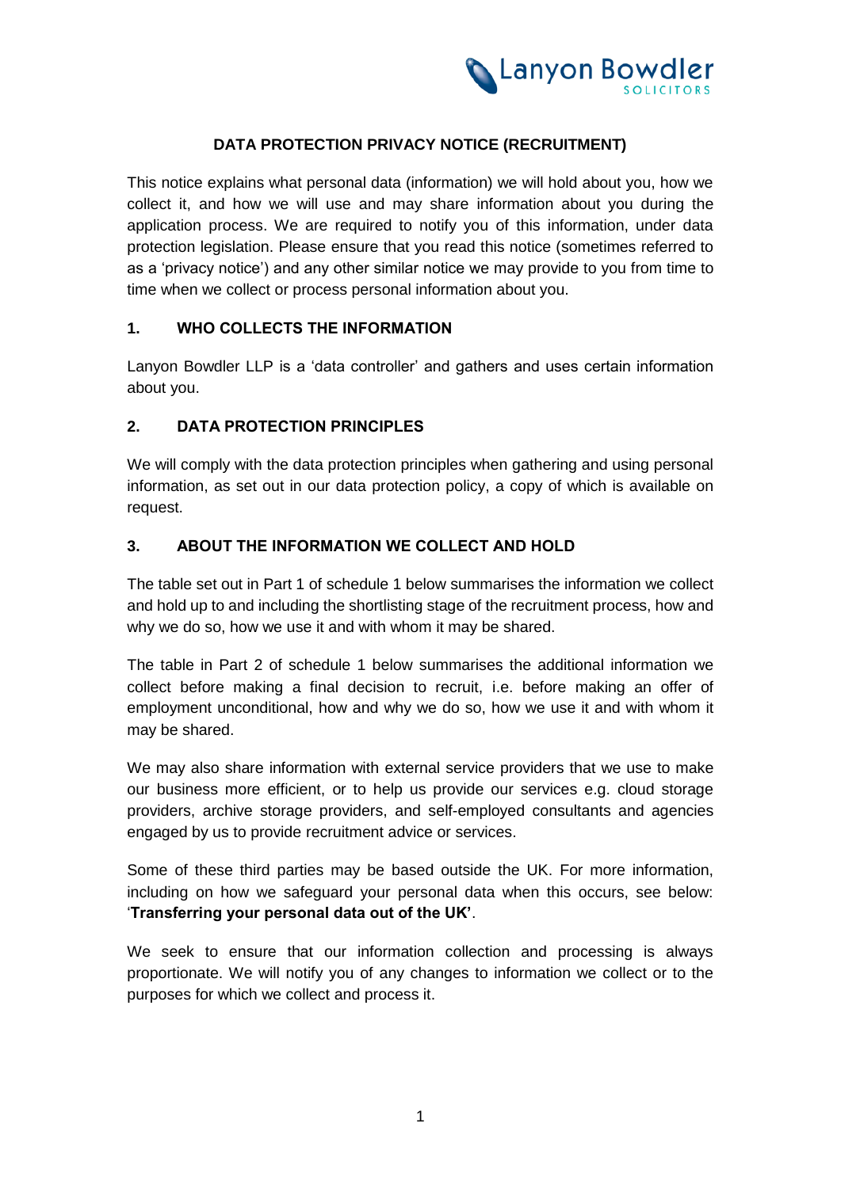# DATA PROTECTION PRIVACY NOTICE (RECRUITMENT)

This notice explains what personal data (information) we will hold about you, how we collect it, and how we will use and may share information about you during the application process. We are required to notify you of this information, under data protection legislation. Please ensure that you read this notice (sometimes referred to as a 'privacy notice') and any other similar notice we may provide to you from time to time when we collect or process personal information about you.

## 1. WHO COLLECTS THE INFORMATION

Lanyon Bowdler LLP is a 'data controller' and gathers and uses certain information about you.

## 2. DATA PROTECTION PRINCIPLES

We will comply with the data protection principles when gathering and using personal information, as set out in our data protection policy, a copy of which is available on request.

## 3. ABOUT THE INFORMATION WE COLLECT AND HOLD

The table set out in Part 1 of schedule 1 below summarises the information we collect and hold up to and including the shortlisting stage of the recruitment process, how and why we do so, how we use it and with whom it may be shared.

The table in Part 2 of schedule 1 below summarises the additional information we collect before making a final decision to recruit, i.e. before making an offer of employment unconditional, how and why we do so, how we use it and with whom it may be shared.

We may also share information with external service providers that we use to make our business more efficient, or to help us provide our services e.g. cloud storage providers, archive storage providers, and self-employed consultants and agencies engaged by us to provide recruitment advice or services.

Some of these third parties may be based outside the UK. For more information, including on how we safeguard your personal data when this occurs, see below: '**Transferring your personal data out of the UK'**.

We seek to ensure that our information collection and processing is always proportionate. We will notify you of any changes to information we collect or to the purposes for which we collect and process it.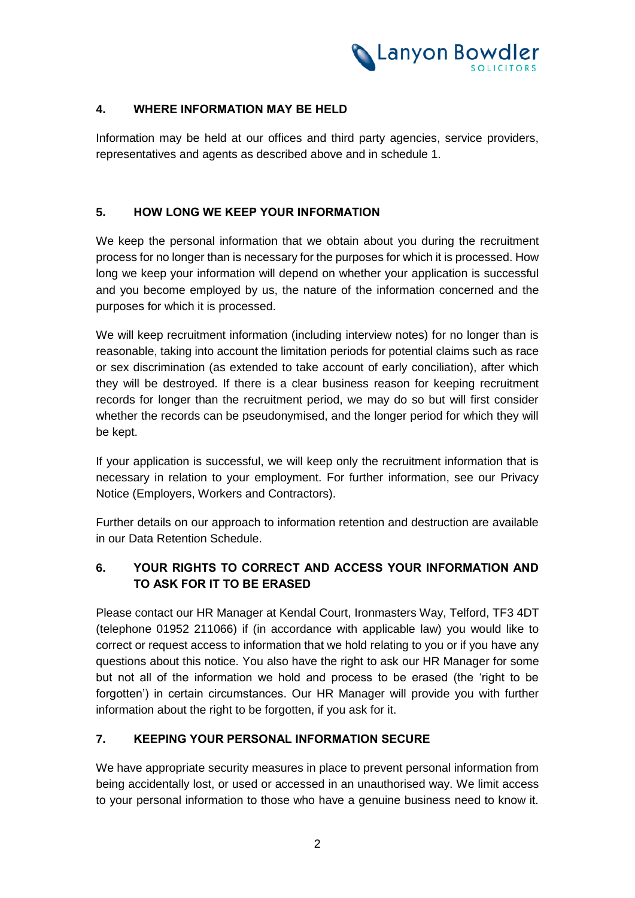## 4. WHERE INFORMATION MAY BE HELD

Information may be held at our offices and third party agencies, service providers, representatives and agents as described above and in schedule 1.

## 5. HOW LONG WE KEEP YOUR INFORMATION

We keep the personal information that we obtain about you during the recruitment process for no longer than is necessary for the purposes for which it is processed. How long we keep your information will depend on whether your application is successful and you become employed by us, the nature of the information concerned and the purposes for which it is processed.

We will keep recruitment information (including interview notes) for no longer than is reasonable, taking into account the limitation periods for potential claims such as race or sex discrimination (as extended to take account of early conciliation), after which they will be destroyed. If there is a clear business reason for keeping recruitment records for longer than the recruitment period, we may do so but will first consider whether the records can be pseudonymised, and the longer period for which they will be kept.

If your application is successful, we will keep only the recruitment information that is necessary in relation to your employment. For further information, see our Privacy Notice (Employers, Workers and Contractors).

Further details on our approach to information retention and destruction are available in our Data Retention Schedule.

## 6. YOUR RIGHTS TO CORRECT AND ACCESS YOUR INFORMATION AND TO ASK FOR IT TO BE ERASED

Please contact our HR Manager at Kendal Court, Ironmasters Way, Telford, TF3 4DT (telephone 01952 211066) if (in accordance with applicable law) you would like to correct or request access to information that we hold relating to you or if you have any questions about this notice. You also have the right to ask our HR Manager for some but not all of the information we hold and process to be erased (the 'right to be forgotten') in certain circumstances. Our HR Manager will provide you with further information about the right to be forgotten, if you ask for it.

## 7. KEEPING YOUR PERSONAL INFORMATION SECURE

We have appropriate security measures in place to prevent personal information from being accidentally lost, or used or accessed in an unauthorised way. We limit access to your personal information to those who have a genuine business need to know it.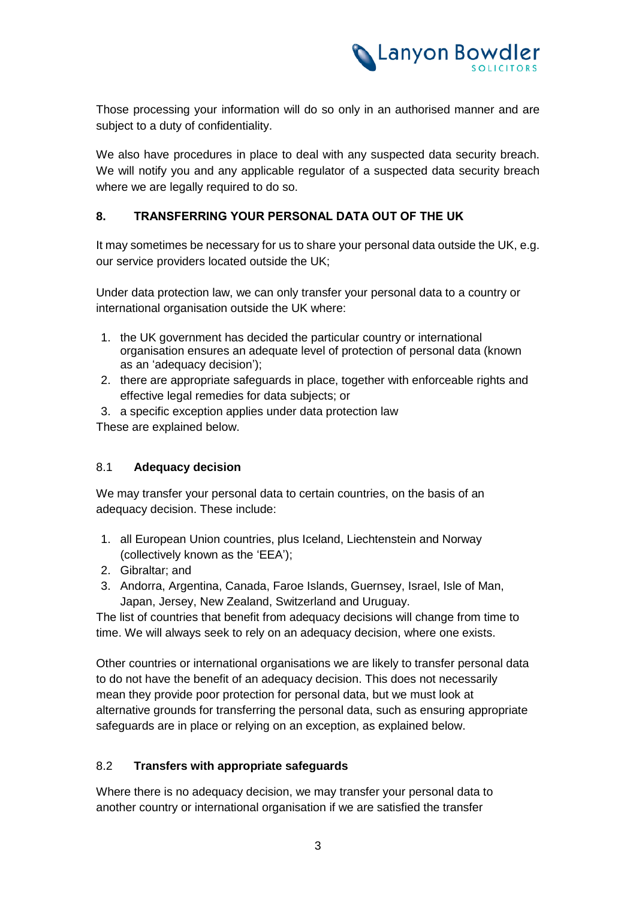Those processing your information will do so only in an authorised manner and are subject to a duty of confidentiality.

We also have procedures in place to deal with any suspected data security breach. We will notify you and any applicable regulator of a suspected data security breach where we are legally required to do so.

## 8. TRANSFERRING YOUR PERSONAL DATA OUT OF THE UK

It may sometimes be necessary for us to share your personal data outside the UK, e.g. our service providers located outside the UK;

Under data protection law, we can only transfer your personal data to a country or international organisation outside the UK where:

1. the UK government has decided the particular country or international organisation ensures an adequate level of protection of personal data (known as an 'adequacy decision');
2. there are appropriate safeguards in place, together with enforceable rights and effective legal remedies for data subjects; or
3. a specific exception applies under data protection law

These are explained below.

### 8.1 **Adequacy decision**

We may transfer your personal data to certain countries, on the basis of an adequacy decision. These include:

1. all European Union countries, plus Iceland, Liechtenstein and Norway (collectively known as the 'EEA');
2. Gibraltar; and
3. Andorra, Argentina, Canada, Faroe Islands, Guernsey, Israel, Isle of Man, Japan, Jersey, New Zealand, Switzerland and Uruguay.

The list of countries that benefit from adequacy decisions will change from time to time. We will always seek to rely on an adequacy decision, where one exists.

Other countries or international organisations we are likely to transfer personal data to do not have the benefit of an adequacy decision. This does not necessarily mean they provide poor protection for personal data, but we must look at alternative grounds for transferring the personal data, such as ensuring appropriate safeguards are in place or relying on an exception, as explained below.

### 8.2 **Transfers with appropriate safeguards**

Where there is no adequacy decision, we may transfer your personal data to another country or international organisation if we are satisfied the transfer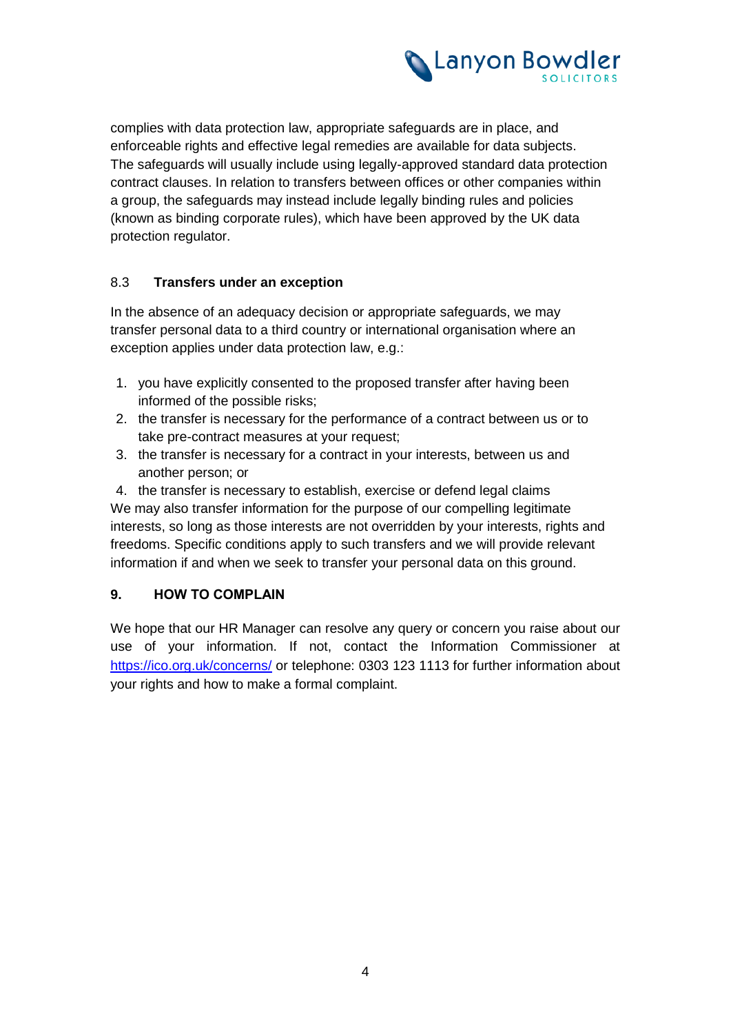complies with data protection law, appropriate safeguards are in place, and enforceable rights and effective legal remedies are available for data subjects. The safeguards will usually include using legally-approved standard data protection contract clauses. In relation to transfers between offices or other companies within a group, the safeguards may instead include legally binding rules and policies (known as binding corporate rules), which have been approved by the UK data protection regulator.

### 8.3 Transfers under an exception

In the absence of an adequacy decision or appropriate safeguards, we may transfer personal data to a third country or international organisation where an exception applies under data protection law, e.g.:

1. you have explicitly consented to the proposed transfer after having been informed of the possible risks;
2. the transfer is necessary for the performance of a contract between us or to take pre-contract measures at your request;
3. the transfer is necessary for a contract in your interests, between us and another person; or
4. the transfer is necessary to establish, exercise or defend legal claims

We may also transfer information for the purpose of our compelling legitimate interests, so long as those interests are not overridden by your interests, rights and freedoms. Specific conditions apply to such transfers and we will provide relevant information if and when we seek to transfer your personal data on this ground.

## 9. HOW TO COMPLAIN

We hope that our HR Manager can resolve any query or concern you raise about our use of your information. If not, contact the Information Commissioner at https://ico.org.uk/concerns/ or telephone: 0303 123 1113 for further information about your rights and how to make a formal complaint.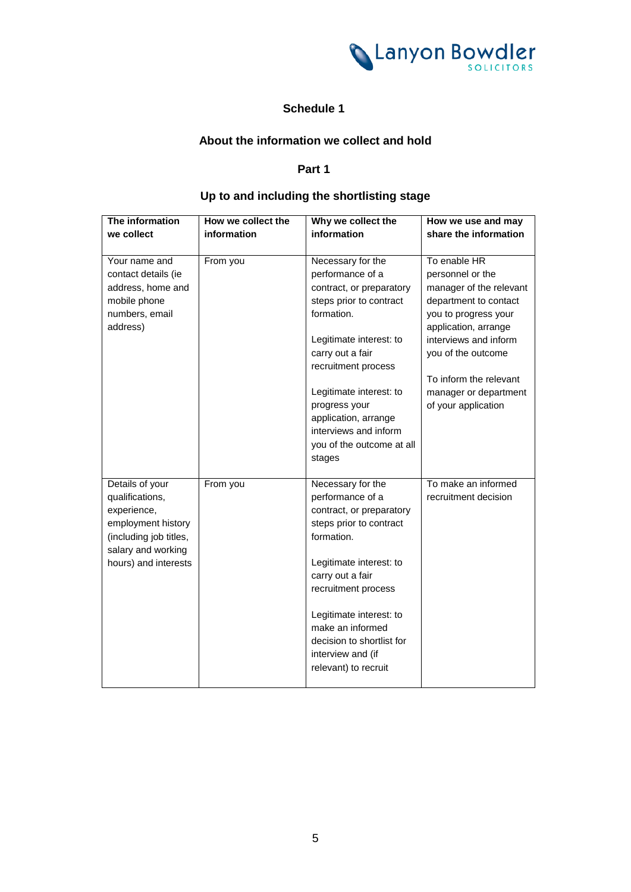## Schedule 1

## About the information we collect and hold

### Part 1

### Up to and including the shortlisting stage

| The information we collect | How we collect the information | Why we collect the information | How we use and may share the information |
|---|---|---|---|
| Your name and contact details (ie address, home and mobile phone numbers, email address) | From you | Necessary for the performance of a contract, or preparatory steps prior to contract formation.<br><br>Legitimate interest: to carry out a fair recruitment process<br><br>Legitimate interest: to progress your application, arrange interviews and inform you of the outcome at all stages | To enable HR personnel or the manager of the relevant department to contact you to progress your application, arrange interviews and inform you of the outcome<br><br>To inform the relevant manager or department of your application |
| Details of your qualifications, experience, employment history (including job titles, salary and working hours) and interests | From you | Necessary for the performance of a contract, or preparatory steps prior to contract formation.<br><br>Legitimate interest: to carry out a fair recruitment process<br><br>Legitimate interest: to make an informed decision to shortlist for interview and (if relevant) to recruit | To make an informed recruitment decision |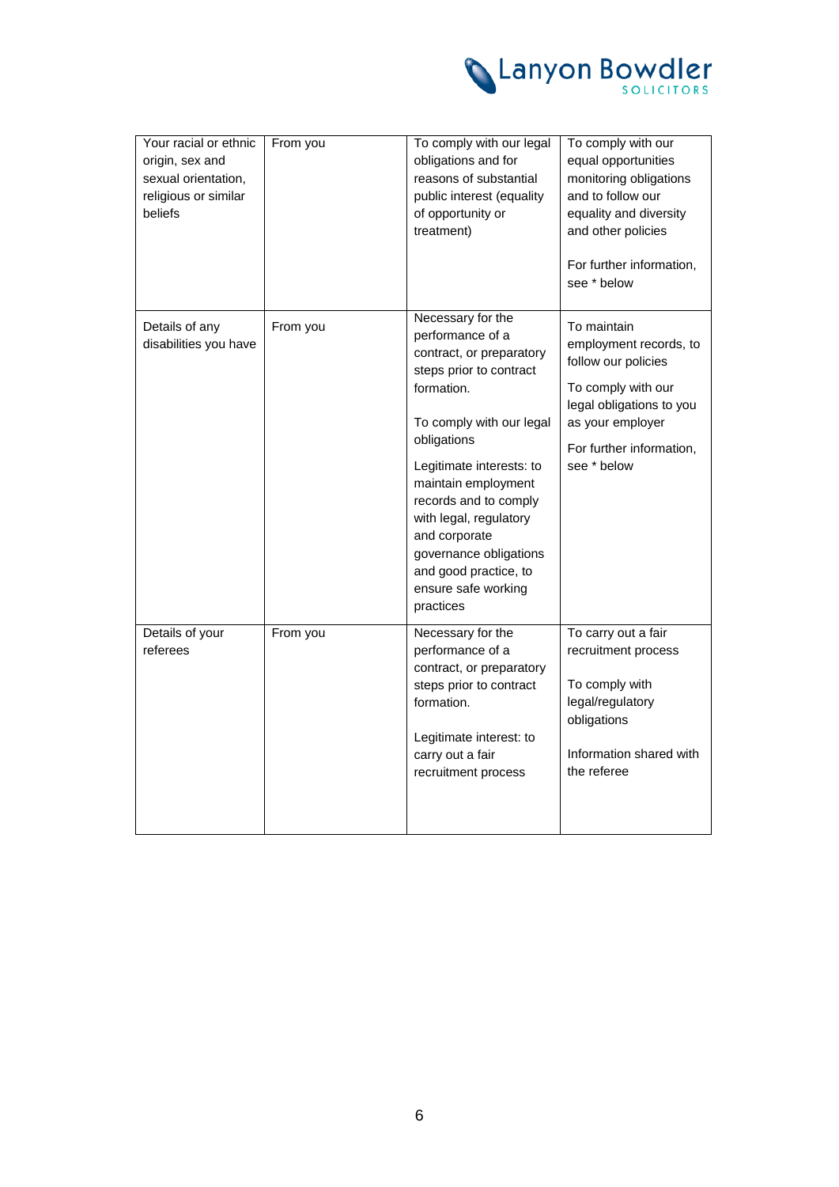| | | | |
|---|---|---|---|
| Your racial or ethnic origin, sex and sexual orientation, religious or similar beliefs | From you | To comply with our legal obligations and for reasons of substantial public interest (equality of opportunity or treatment) | To comply with our equal opportunities monitoring obligations and to follow our equality and diversity and other policies<br><br>For further information, see * below |
| Details of any disabilities you have | From you | Necessary for the performance of a contract, or preparatory steps prior to contract formation.<br><br>To comply with our legal obligations<br><br>Legitimate interests: to maintain employment records and to comply with legal, regulatory and corporate governance obligations and good practice, to ensure safe working practices | To maintain employment records, to follow our policies<br><br>To comply with our legal obligations to you as your employer<br><br>For further information, see * below |
| Details of your referees | From you | Necessary for the performance of a contract, or preparatory steps prior to contract formation.<br><br>Legitimate interest: to carry out a fair recruitment process | To carry out a fair recruitment process<br><br>To comply with legal/regulatory obligations<br><br>Information shared with the referee |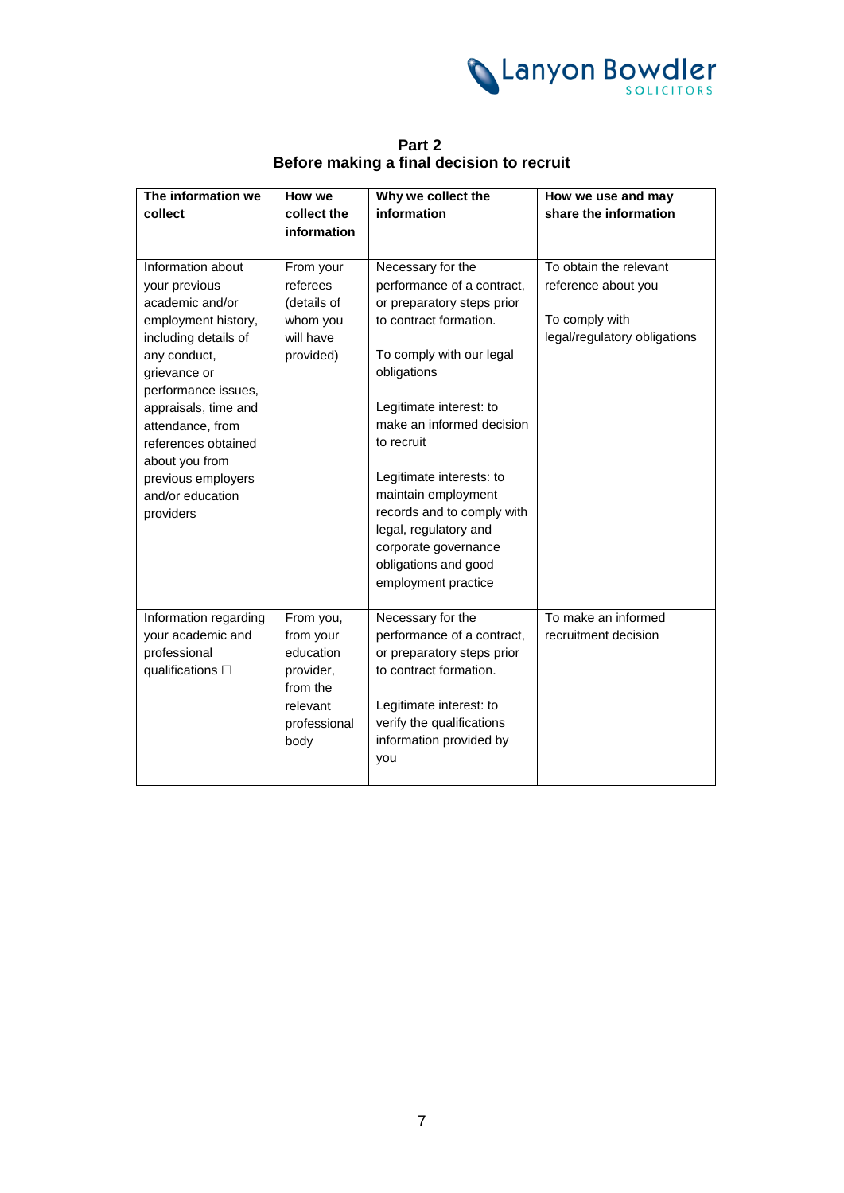## Part 2
## Before making a final decision to recruit

| The information we collect | How we collect the information | Why we collect the information | How we use and may share the information |
|---|---|---|---|
| Information about your previous academic and/or employment history, including details of any conduct, grievance or performance issues, appraisals, time and attendance, from references obtained about you from previous employers and/or education providers | From your referees (details of whom you will have provided) | Necessary for the performance of a contract, or preparatory steps prior to contract formation.<br><br>To comply with our legal obligations<br><br>Legitimate interest: to make an informed decision to recruit<br><br>Legitimate interests: to maintain employment records and to comply with legal, regulatory and corporate governance obligations and good employment practice | To obtain the relevant reference about you<br><br>To comply with legal/regulatory obligations |
| Information regarding your academic and professional qualifications ☐ | From you, from your education provider, from the relevant professional body | Necessary for the performance of a contract, or preparatory steps prior to contract formation.<br><br>Legitimate interest: to verify the qualifications information provided by you | To make an informed recruitment decision |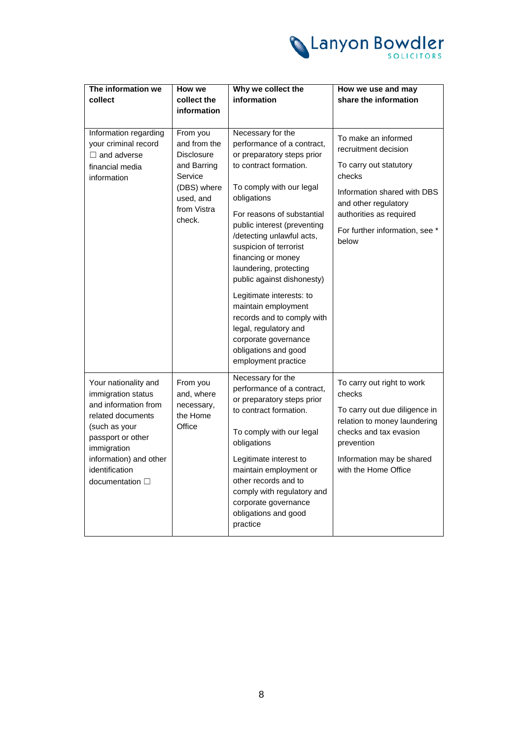| The information we collect | How we collect the information | Why we collect the information | How we use and may share the information |
|---|---|---|---|
| Information regarding your criminal record ☐ and adverse financial media information | From you and from the Disclosure and Barring Service (DBS) where used, and from Vistra check. | Necessary for the performance of a contract, or preparatory steps prior to contract formation.<br><br>To comply with our legal obligations<br><br>For reasons of substantial public interest (preventing /detecting unlawful acts, suspicion of terrorist financing or money laundering, protecting public against dishonesty)<br><br>Legitimate interests: to maintain employment records and to comply with legal, regulatory and corporate governance obligations and good employment practice | To make an informed recruitment decision<br><br>To carry out statutory checks<br><br>Information shared with DBS and other regulatory authorities as required<br><br>For further information, see * below |
| Your nationality and immigration status and information from related documents (such as your passport or other immigration information) and other identification documentation ☐ | From you and, where necessary, the Home Office | Necessary for the performance of a contract, or preparatory steps prior to contract formation.<br><br>To comply with our legal obligations<br><br>Legitimate interest to maintain employment or other records and to comply with regulatory and corporate governance obligations and good practice | To carry out right to work checks<br><br>To carry out due diligence in relation to money laundering checks and tax evasion prevention<br><br>Information may be shared with the Home Office |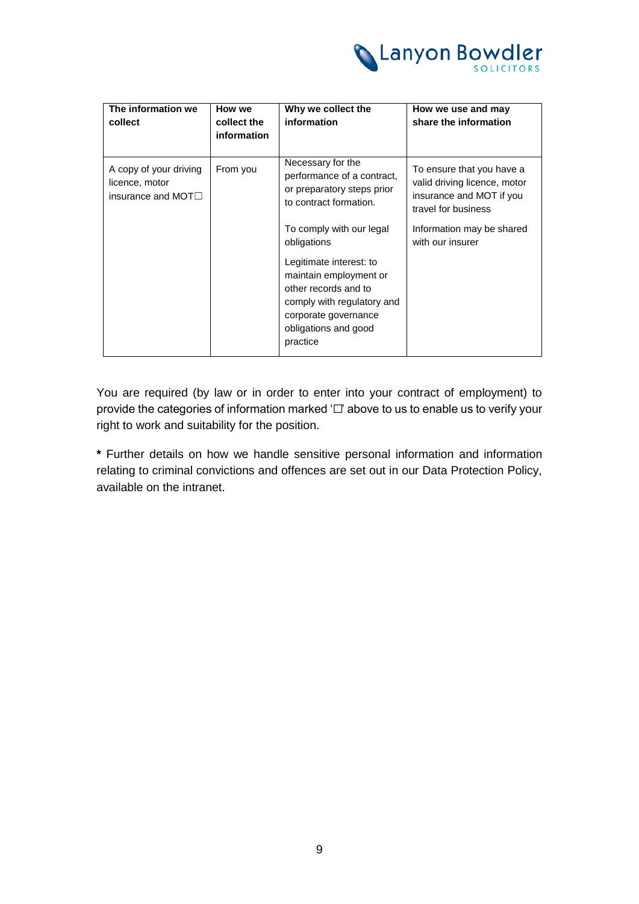| The information we collect | How we collect the information | Why we collect the information | How we use and may share the information |
|---|---|---|---|
| A copy of your driving licence, motor insurance and MOT☐ | From you | Necessary for the performance of a contract, or preparatory steps prior to contract formation.<br><br>To comply with our legal obligations<br><br>Legitimate interest: to maintain employment or other records and to comply with regulatory and corporate governance obligations and good practice | To ensure that you have a valid driving licence, motor insurance and MOT if you travel for business<br><br>Information may be shared with our insurer |

You are required (by law or in order to enter into your contract of employment) to provide the categories of information marked '☐' above to us to enable us to verify your right to work and suitability for the position.

**\*** Further details on how we handle sensitive personal information and information relating to criminal convictions and offences are set out in our Data Protection Policy, available on the intranet.